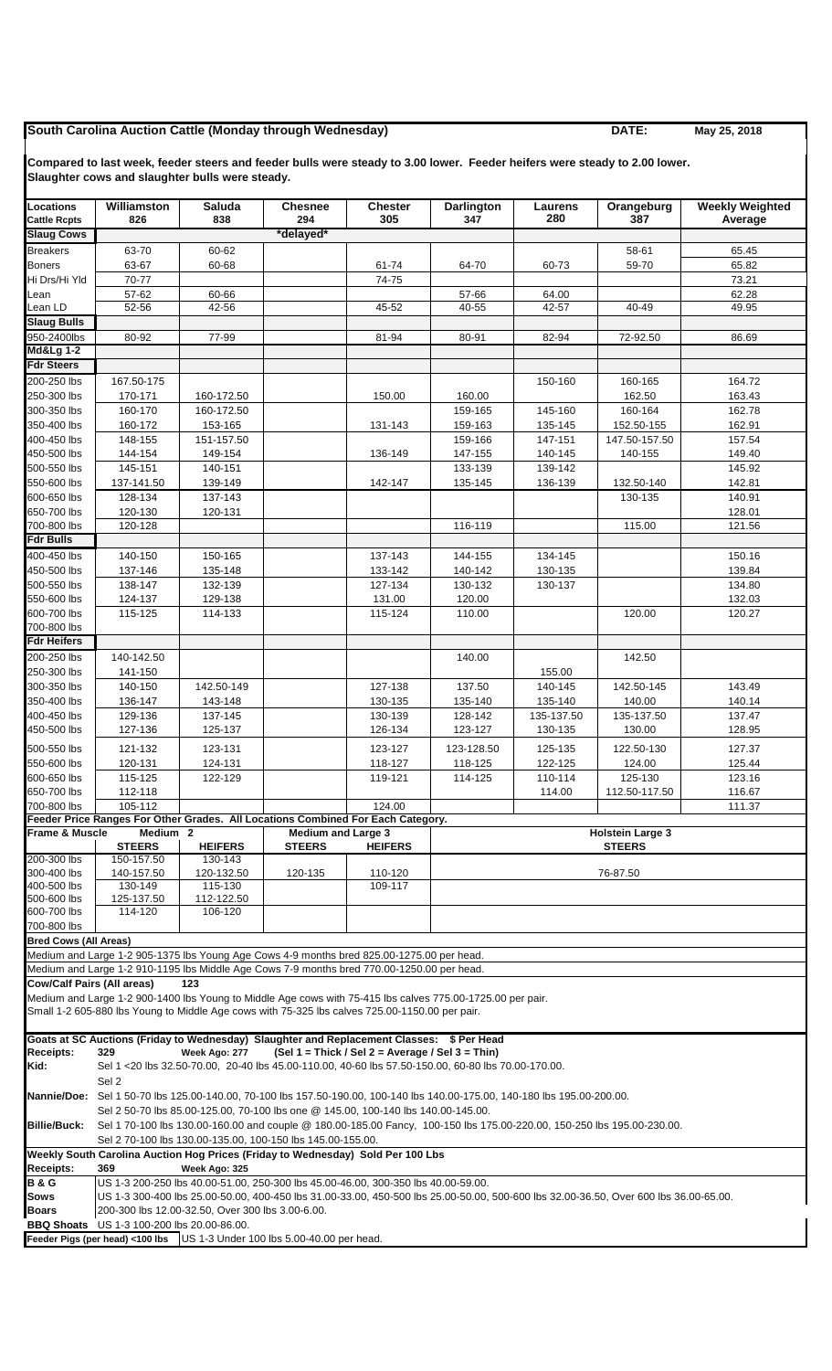## South Carolina Auction Cattle (Monday through Wednesday)

**DATE: May 25, 2018**

**Compared to last week, feeder steers and feeder bulls were steady to 3.00 lower. Feeder heifers were steady to 2.00 lower. Slaughter cows and slaughter bulls were steady.**

| Locations | Williamston | Saluda | Chesnee | Chester | Darlington | Laurens | Orangeburg | Weekly Weighted |
|---|---|---|---|---|---|---|---|---|
| Cattle Rcpts | 826 | 838 | 294 | 305 | 347 | 280 | 387 | Average |
| **Slaug Cows** | | | *delayed* | | | | | |
| Breakers | 63-70 | 60-62 | | | | | 58-61 | 65.45 |
| Boners | 63-67 | 60-68 | | 61-74 | 64-70 | 60-73 | 59-70 | 65.82 |
| Hi Drs/Hi Yld | 70-77 | | | 74-75 | | | | 73.21 |
| Lean | 57-62 | 60-66 | | | 57-66 | 64.00 | | 62.28 |
| Lean LD | 52-56 | 42-56 | | 45-52 | 40-55 | 42-57 | 40-49 | 49.95 |
| **Slaug Bulls** | | | | | | | | |
| 950-2400lbs | 80-92 | 77-99 | | 81-94 | 80-91 | 82-94 | 72-92.50 | 86.69 |
| **Md&Lg 1-2** | | | | | | | | |
| **Fdr Steers** | | | | | | | | |
| 200-250 lbs | 167.50-175 | | | | | 150-160 | 160-165 | 164.72 |
| 250-300 lbs | 170-171 | 160-172.50 | | 150.00 | 160.00 | | 162.50 | 163.43 |
| 300-350 lbs | 160-170 | 160-172.50 | | | 159-165 | 145-160 | 160-164 | 162.78 |
| 350-400 lbs | 160-172 | 153-165 | | 131-143 | 159-163 | 135-145 | 152.50-155 | 162.91 |
| 400-450 lbs | 148-155 | 151-157.50 | | | 159-166 | 147-151 | 147.50-157.50 | 157.54 |
| 450-500 lbs | 144-154 | 149-154 | | 136-149 | 147-155 | 140-145 | 140-155 | 149.40 |
| 500-550 lbs | 145-151 | 140-151 | | | 133-139 | 139-142 | | 145.92 |
| 550-600 lbs | 137-141.50 | 139-149 | | 142-147 | 135-145 | 136-139 | 132.50-140 | 142.81 |
| 600-650 lbs | 128-134 | 137-143 | | | | | 130-135 | 140.91 |
| 650-700 lbs | 120-130 | 120-131 | | | | | | 128.01 |
| 700-800 lbs | 120-128 | | | | 116-119 | | 115.00 | 121.56 |
| **Fdr Bulls** | | | | | | | | |
| 400-450 lbs | 140-150 | 150-165 | | 137-143 | 144-155 | 134-145 | | 150.16 |
| 450-500 lbs | 137-146 | 135-148 | | 133-142 | 140-142 | 130-135 | | 139.84 |
| 500-550 lbs | 138-147 | 132-139 | | 127-134 | 130-132 | 130-137 | | 134.80 |
| 550-600 lbs | 124-137 | 129-138 | | 131.00 | 120.00 | | | 132.03 |
| 600-700 lbs | 115-125 | 114-133 | | 115-124 | 110.00 | | 120.00 | 120.27 |
| 700-800 lbs | | | | | | | | |
| **Fdr Heifers** | | | | | | | | |
| 200-250 lbs | 140-142.50 | | | | 140.00 | | 142.50 | |
| 250-300 lbs | 141-150 | | | | | 155.00 | | |
| 300-350 lbs | 140-150 | 142.50-149 | | 127-138 | 137.50 | 140-145 | 142.50-145 | 143.49 |
| 350-400 lbs | 136-147 | 143-148 | | 130-135 | 135-140 | 135-140 | 140.00 | 140.14 |
| 400-450 lbs | 129-136 | 137-145 | | 130-139 | 128-142 | 135-137.50 | 135-137.50 | 137.47 |
| 450-500 lbs | 127-136 | 125-137 | | 126-134 | 123-127 | 130-135 | 130.00 | 128.95 |
| 500-550 lbs | 121-132 | 123-131 | | 123-127 | 123-128.50 | 125-135 | 122.50-130 | 127.37 |
| 550-600 lbs | 120-131 | 124-131 | | 118-127 | 118-125 | 122-125 | 124.00 | 125.44 |
| 600-650 lbs | 115-125 | 122-129 | | 119-121 | 114-125 | 110-114 | 125-130 | 123.16 |
| 650-700 lbs | 112-118 | | | | | 114.00 | 112.50-117.50 | 116.67 |
| 700-800 lbs | 105-112 | | | 124.00 | | | | 111.37 |

**Feeder Price Ranges For Other Grades. All Locations Combined For Each Category.**

| Frame & Muscle | Medium 2 | | Medium and Large 3 | | Holstein Large 3 |
|---|---|---|---|---|---|
| | STEERS | HEIFERS | STEERS | HEIFERS | STEERS |
| 200-300 lbs | 150-157.50 | 130-143 | | | |
| 300-400 lbs | 140-157.50 | 120-132.50 | 120-135 | 110-120 | 76-87.50 |
| 400-500 lbs | 130-149 | 115-130 | | 109-117 | |
| 500-600 lbs | 125-137.50 | 112-122.50 | | | |
| 600-700 lbs | 114-120 | 106-120 | | | |
| 700-800 lbs | | | | | |

**Bred Cows (All Areas)**

Medium and Large 1-2 905-1375 lbs Young Age Cows 4-9 months bred 825.00-1275.00 per head.
Medium and Large 1-2 910-1195 lbs Middle Age Cows 7-9 months bred 770.00-1250.00 per head.

**Cow/Calf Pairs (All areas)** 123

Medium and Large 1-2 900-1400 lbs Young to Middle Age cows with 75-415 lbs calves 775.00-1725.00 per pair.
Small 1-2 605-880 lbs Young to Middle Age cows with 75-325 lbs calves 725.00-1150.00 per pair.

**Goats at SC Auctions (Friday to Wednesday) Slaughter and Replacement Classes: $ Per Head**

**Receipts:** 329 **Week Ago: 277** **(Sel 1 = Thick / Sel 2 = Average / Sel 3 = Thin)**

**Kid:** Sel 1 <20 lbs 32.50-70.00, 20-40 lbs 45.00-110.00, 40-60 lbs 57.50-150.00, 60-80 lbs 70.00-170.00.
Sel 2

**Nannie/Doe:** Sel 1 50-70 lbs 125.00-140.00, 70-100 lbs 157.50-190.00, 100-140 lbs 140.00-175.00, 140-180 lbs 195.00-200.00.
Sel 2 50-70 lbs 85.00-125.00, 70-100 lbs one @ 145.00, 100-140 lbs 140.00-145.00.

**Billie/Buck:** Sel 1 70-100 lbs 130.00-160.00 and couple @ 180.00-185.00 Fancy, 100-150 lbs 175.00-220.00, 150-250 lbs 195.00-230.00.
Sel 2 70-100 lbs 130.00-135.00, 100-150 lbs 145.00-155.00.

**Weekly South Carolina Auction Hog Prices (Friday to Wednesday) Sold Per 100 Lbs**

**Receipts:** 369 **Week Ago: 325**

**B & G** US 1-3 200-250 lbs 40.00-51.00, 250-300 lbs 45.00-46.00, 300-350 lbs 40.00-59.00.

**Sows** US 1-3 300-400 lbs 25.00-50.00, 400-450 lbs 31.00-33.00, 450-500 lbs 25.00-50.00, 500-600 lbs 32.00-36.50, Over 600 lbs 36.00-65.00.

**Boars** 200-300 lbs 12.00-32.50, Over 300 lbs 3.00-6.00.

**BBQ Shoats** US 1-3 100-200 lbs 20.00-86.00.

**Feeder Pigs (per head) <100 lbs** US 1-3 Under 100 lbs 5.00-40.00 per head.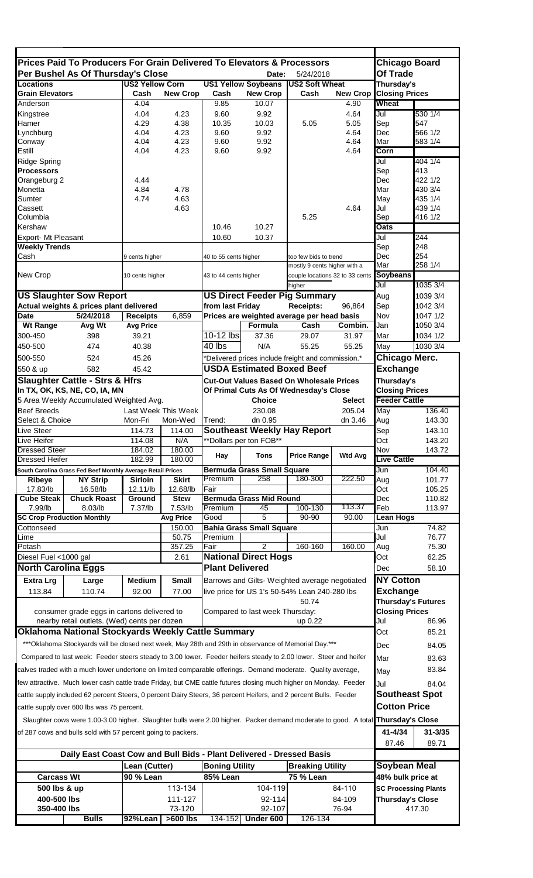## Prices Paid To Producers For Grain Delivered To Elevators & Processors

**Per Bushel As Of Thursday's Close** — Date: 5/24/2018

| Locations | US2 Yellow Corn Cash | US2 Yellow Corn New Crop | US1 Yellow Soybeans Cash | US1 Yellow Soybeans New Crop | US2 Soft Wheat Cash | US2 Soft Wheat New Crop |
|---|---|---|---|---|---|---|
| **Grain Elevators** | | | | | | |
| Anderson | 4.04 | | 9.85 | 10.07 | | 4.90 |
| Kingstree | 4.04 | 4.23 | 9.60 | 9.92 | | 4.64 |
| Hamer | 4.29 | 4.38 | 10.35 | 10.03 | 5.05 | 5.05 |
| Lynchburg | 4.04 | 4.23 | 9.60 | 9.92 | | 4.64 |
| Conway | 4.04 | 4.23 | 9.60 | 9.92 | | 4.64 |
| Estill | 4.04 | 4.23 | 9.60 | 9.92 | | 4.64 |
| Ridge Spring | | | | | | |
| **Processors** | | | | | | |
| Orangeburg 2 | 4.44 | | | | | |
| Monetta | 4.84 | 4.78 | | | | |
| Sumter | 4.74 | 4.63 | | | | |
| Cassett | | 4.63 | | | | 4.64 |
| Columbia | | | | | 5.25 | |
| Kershaw | | | 10.46 | 10.27 | | |
| Export- Mt Pleasant | | | 10.60 | 10.37 | | |
| **Weekly Trends** | | | | | | |
| Cash | 9 cents higher | | 40 to 55 cents higher | | too few bids to trend | |
| New Crop | 10 cents higher | | 43 to 44 cents higher | | mostly 9 cents higher with a couple locations 32 to 33 cents higher | |

## Chicago Board Of Trade

**Thursday's Closing Prices**

| | |
|---|---|
| **Wheat** | |
| Jul | 530 1/4 |
| Sep | 547 |
| Dec | 566 1/2 |
| Mar | 583 1/4 |
| **Corn** | |
| Jul | 404 1/4 |
| Sep | 413 |
| Dec | 422 1/2 |
| Mar | 430 3/4 |
| May | 435 1/4 |
| Jul | 439 1/4 |
| Sep | 416 1/2 |
| **Oats** | |
| Jul | 244 |
| Sep | 248 |
| Dec | 254 |
| Mar | 258 1/4 |
| **Soybeans** | |
| Jul | 1035 3/4 |
| Aug | 1039 3/4 |
| Sep | 1042 3/4 |
| Nov | 1047 1/2 |
| Jan | 1050 3/4 |
| Mar | 1034 1/2 |
| May | 1030 3/4 |

## US Slaughter Sow Report

Actual weights & prices plant delivered

| Date | 5/24/2018 | Receipts | 6,859 |
|---|---|---|---|
| **Wt Range** | **Avg Wt** | **Avg Price** | |
| 300-450 | 398 | 39.21 | |
| 450-500 | 474 | 40.38 | |
| 500-550 | 524 | 45.26 | |
| 550 & up | 582 | 45.42 | |

## US Direct Feeder Pig Summary

from last Friday — Receipts: 96,864

Prices are weighted average per head basis

| | Formula | Cash | Combin. |
|---|---|---|---|
| 10-12 lbs | 37.36 | 29.07 | 31.97 |
| 40 lbs | N/A | 55.25 | 55.25 |

*Delivered prices include freight and commission.*

## Slaughter Cattle - Strs & Hfrs

In TX, OK, KS, NE, CO, IA, MN

5 Area Weekly Accumulated Weighted Avg.

| Beef Breeds | Last Week Mon-Fri | This Week Mon-Wed |
|---|---|---|
| Select & Choice | | |
| Live Steer | 114.73 | 114.00 |
| Live Heifer | 114.08 | N/A |
| Dressed Steer | 184.02 | 180.00 |
| Dressed Heifer | 182.99 | 180.00 |

## USDA Estimated Boxed Beef

Cut-Out Values Based On Wholesale Prices Of Primal Cuts As Of Wednesday's Close

| | Choice | Select |
|---|---|---|
| | 230.08 | 205.04 |
| Trend: | dn 0.95 | dn 3.46 |

## South Carolina Grass Fed Beef Monthly Average Retail Prices

| Ribeye | NY Strip | Sirloin | Skirt |
|---|---|---|---|
| 17.83/lb | 16.58/lb | 12.11/lb | 12.68/lb |
| **Cube Steak** | **Chuck Roast** | **Ground** | **Stew** |
| 7.99/lb | 8.03/lb | 7.37/lb | 7.53/lb |

## Southeast Weekly Hay Report

**Dollars per ton FOB**

| Hay | Tons | Price Range | Wtd Avg |
|---|---|---|---|
| **Bermuda Grass Small Square** | | | |
| Premium | 258 | 180-300 | 222.50 |
| Fair | | | |
| **Bermuda Grass Mid Round** | | | |
| Premium | 45 | 100-130 | 113.37 |
| Good | 5 | 90-90 | 90.00 |
| **Bahia Grass Small Square** | | | |
| Premium | | | |
| Fair | 2 | 160-160 | 160.00 |

## SC Crop Production Monthly

| | Avg Price |
|---|---|
| Cottonseed | 150.00 |
| Lime | 50.75 |
| Potash | 357.25 |
| Diesel Fuel <1000 gal | 2.61 |

## National Direct Hogs

**Plant Delivered**

Barrows and Gilts- Weighted average negotiated live price for US 1's 50-54% Lean 240-280 lbs

50.74

Compared to last week Thursday: up 0.22

## Chicago Merc. Exchange

**Thursday's Closing Prices**

| | |
|---|---|
| **Feeder Cattle** | |
| May | 136.40 |
| Aug | 143.30 |
| Sep | 143.10 |
| Oct | 143.20 |
| Nov | 143.72 |
| **Live Cattle** | |
| Jun | 104.40 |
| Aug | 101.77 |
| Oct | 105.25 |
| Dec | 110.82 |
| Feb | 113.97 |
| **Lean Hogs** | |
| Jun | 74.82 |
| Jul | 76.77 |
| Aug | 75.30 |
| Oct | 62.25 |
| Dec | 58.10 |

## North Carolina Eggs

| Extra Lrg | Large | Medium | Small |
|---|---|---|---|
| 113.84 | 110.74 | 92.00 | 77.00 |

consumer grade eggs in cartons delivered to nearby retail outlets. (Wed) cents per dozen

## NY Cotton Exchange

**Thursday's Futures Closing Prices**

| | |
|---|---|
| Jul | 86.96 |
| Oct | 85.21 |
| Dec | 84.05 |
| Mar | 83.63 |
| May | 83.84 |
| Jul | 84.04 |

## Oklahoma National Stockyards Weekly Cattle Summary

***Oklahoma Stockyards will be closed next week, May 28th and 29th in observance of Memorial Day.***

Compared to last week: Feeder steers steady to 3.00 lower. Feeder heifers steady to 2.00 lower. Steer and heifer calves traded with a much lower undertone on limited comparable offerings. Demand moderate. Quality average, few attractive. Much lower cash cattle trade Friday, but CME cattle futures closing much higher on Monday. Feeder cattle supply included 62 percent Steers, 0 percent Dairy Steers, 36 percent Heifers, and 2 percent Bulls. Feeder cattle supply over 600 lbs was 75 percent.

Slaughter cows were 1.00-3.00 higher. Slaughter bulls were 2.00 higher. Packer demand moderate to good. A total of 287 cows and bulls sold with 57 percent going to packers.

## Southeast Spot Cotton Price

**Thursday's Close**

| 41-4/34 | 31-3/35 |
|---|---|
| 87.46 | 89.71 |

## Daily East Coast Cow and Bull Bids - Plant Delivered - Dressed Basis

| Carcass Wt | Lean (Cutter) 90 % Lean | Boning Utility 85% Lean | Breaking Utility 75 % Lean |
|---|---|---|---|
| 500 lbs & up | 113-134 | 104-119 | 84-110 |
| 400-500 lbs | 111-127 | 92-114 | 84-109 |
| 350-400 lbs | 73-120 | 92-107 | 76-94 |

| Bulls | 92%Lean >600 lbs | 134-152 | Under 600 | 126-134 |
|---|---|---|---|---|

## Soybean Meal

48% bulk price at SC Processing Plants

Thursday's Close

417.30